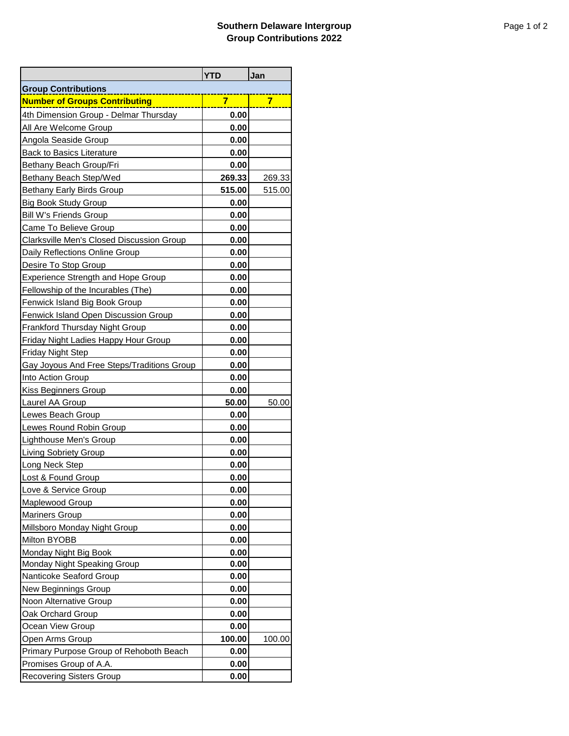# Southern Delaware Intergroup
## Group Contributions 2022

| | YTD | Jan |
|---|---|---|
| **Group Contributions** | | |
| **Number of Groups Contributing** | **7** | **7** |
| 4th Dimension Group - Delmar Thursday | **0.00** | |
| All Are Welcome Group | **0.00** | |
| Angola Seaside Group | **0.00** | |
| Back to Basics Literature | **0.00** | |
| Bethany Beach Group/Fri | **0.00** | |
| Bethany Beach Step/Wed | **269.33** | 269.33 |
| Bethany Early Birds Group | **515.00** | 515.00 |
| Big Book Study Group | **0.00** | |
| Bill W's Friends Group | **0.00** | |
| Came To Believe Group | **0.00** | |
| Clarksville Men's Closed Discussion Group | **0.00** | |
| Daily Reflections Online Group | **0.00** | |
| Desire To Stop Group | **0.00** | |
| Experience Strength and Hope Group | **0.00** | |
| Fellowship of the Incurables (The) | **0.00** | |
| Fenwick Island Big Book Group | **0.00** | |
| Fenwick Island Open Discussion Group | **0.00** | |
| Frankford Thursday Night Group | **0.00** | |
| Friday Night Ladies Happy Hour Group | **0.00** | |
| Friday Night Step | **0.00** | |
| Gay Joyous And Free Steps/Traditions Group | **0.00** | |
| Into Action Group | **0.00** | |
| Kiss Beginners Group | **0.00** | |
| Laurel AA Group | **50.00** | 50.00 |
| Lewes Beach Group | **0.00** | |
| Lewes Round Robin Group | **0.00** | |
| Lighthouse Men's Group | **0.00** | |
| Living Sobriety Group | **0.00** | |
| Long Neck Step | **0.00** | |
| Lost & Found Group | **0.00** | |
| Love & Service Group | **0.00** | |
| Maplewood Group | **0.00** | |
| Mariners Group | **0.00** | |
| Millsboro Monday Night Group | **0.00** | |
| Milton BYOBB | **0.00** | |
| Monday Night Big Book | **0.00** | |
| Monday Night Speaking Group | **0.00** | |
| Nanticoke Seaford Group | **0.00** | |
| New Beginnings Group | **0.00** | |
| Noon Alternative Group | **0.00** | |
| Oak Orchard Group | **0.00** | |
| Ocean View Group | **0.00** | |
| Open Arms Group | **100.00** | 100.00 |
| Primary Purpose Group of Rehoboth Beach | **0.00** | |
| Promises Group of A.A. | **0.00** | |
| Recovering Sisters Group | **0.00** | |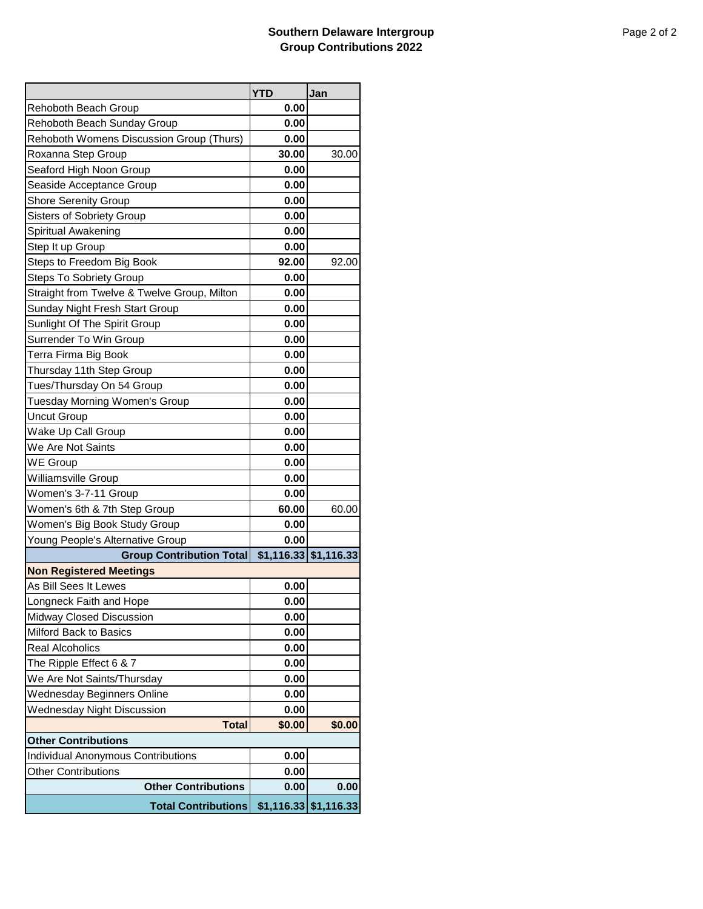# Southern Delaware Intergroup
## Group Contributions 2022

| | YTD | Jan |
|---|---|---|
| Rehoboth Beach Group | **0.00** | |
| Rehoboth Beach Sunday Group | **0.00** | |
| Rehoboth Womens Discussion Group (Thurs) | **0.00** | |
| Roxanna Step Group | **30.00** | 30.00 |
| Seaford High Noon Group | **0.00** | |
| Seaside Acceptance Group | **0.00** | |
| Shore Serenity Group | **0.00** | |
| Sisters of Sobriety Group | **0.00** | |
| Spiritual Awakening | **0.00** | |
| Step It up Group | **0.00** | |
| Steps to Freedom Big Book | **92.00** | 92.00 |
| Steps To Sobriety Group | **0.00** | |
| Straight from Twelve & Twelve Group, Milton | **0.00** | |
| Sunday Night Fresh Start Group | **0.00** | |
| Sunlight Of The Spirit Group | **0.00** | |
| Surrender To Win Group | **0.00** | |
| Terra Firma Big Book | **0.00** | |
| Thursday 11th Step Group | **0.00** | |
| Tues/Thursday On 54 Group | **0.00** | |
| Tuesday Morning Women's Group | **0.00** | |
| Uncut Group | **0.00** | |
| Wake Up Call Group | **0.00** | |
| We Are Not Saints | **0.00** | |
| WE Group | **0.00** | |
| Williamsville Group | **0.00** | |
| Women's 3-7-11 Group | **0.00** | |
| Women's 6th & 7th Step Group | **60.00** | 60.00 |
| Women's Big Book Study Group | **0.00** | |
| Young People's Alternative Group | **0.00** | |
| **Group Contribution Total** | **$1,116.33** | **$1,116.33** |
| **Non Registered Meetings** | | |
| As Bill Sees It Lewes | **0.00** | |
| Longneck Faith and Hope | **0.00** | |
| Midway Closed Discussion | **0.00** | |
| Milford Back to Basics | **0.00** | |
| Real Alcoholics | **0.00** | |
| The Ripple Effect 6 & 7 | **0.00** | |
| We Are Not Saints/Thursday | **0.00** | |
| Wednesday Beginners Online | **0.00** | |
| Wednesday Night Discussion | **0.00** | |
| **Total** | **$0.00** | **$0.00** |
| **Other Contributions** | | |
| Individual Anonymous Contributions | **0.00** | |
| Other Contributions | **0.00** | |
| **Other Contributions** | **0.00** | **0.00** |
| **Total Contributions** | **$1,116.33** | **$1,116.33** |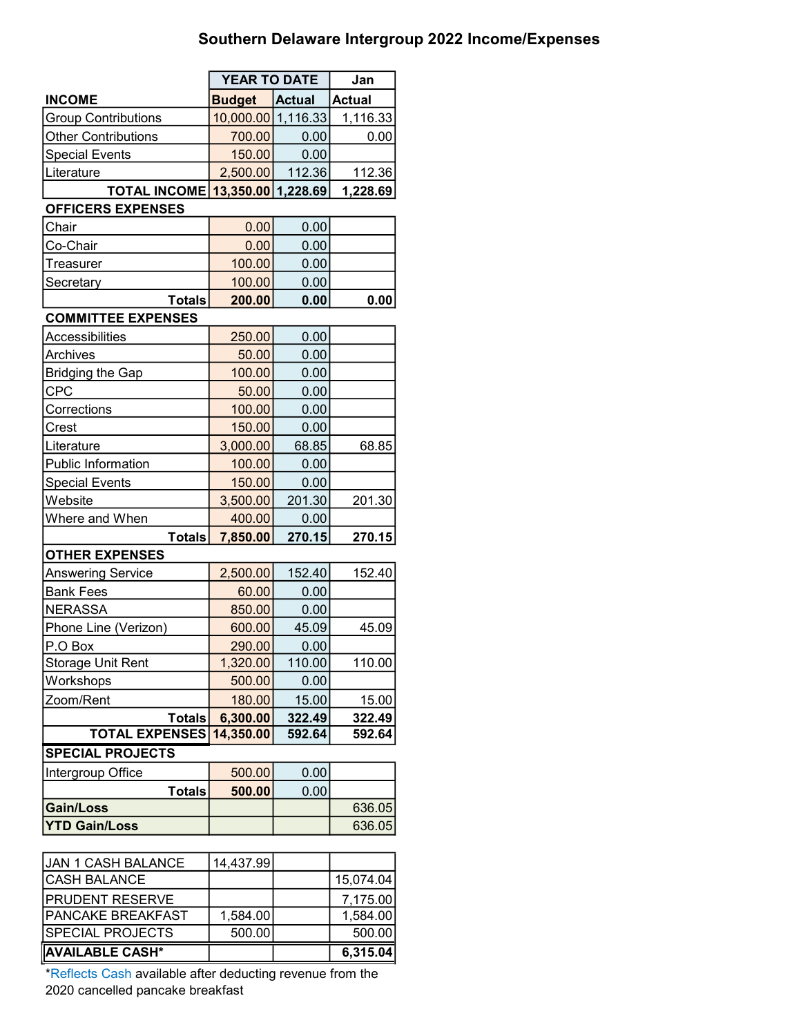# Southern Delaware Intergroup 2022 Income/Expenses

| | YEAR TO DATE | | Jan |
|---|---|---|---|
| **INCOME** | **Budget** | **Actual** | **Actual** |
| Group Contributions | 10,000.00 | 1,116.33 | 1,116.33 |
| Other Contributions | 700.00 | 0.00 | 0.00 |
| Special Events | 150.00 | 0.00 | |
| Literature | 2,500.00 | 112.36 | 112.36 |
| **TOTAL INCOME** | **13,350.00** | **1,228.69** | **1,228.69** |
| **OFFICERS EXPENSES** | | | |
| Chair | 0.00 | 0.00 | |
| Co-Chair | 0.00 | 0.00 | |
| Treasurer | 100.00 | 0.00 | |
| Secretary | 100.00 | 0.00 | |
| **Totals** | **200.00** | **0.00** | **0.00** |
| **COMMITTEE EXPENSES** | | | |
| Accessibilities | 250.00 | 0.00 | |
| Archives | 50.00 | 0.00 | |
| Bridging the Gap | 100.00 | 0.00 | |
| CPC | 50.00 | 0.00 | |
| Corrections | 100.00 | 0.00 | |
| Crest | 150.00 | 0.00 | |
| Literature | 3,000.00 | 68.85 | 68.85 |
| Public Information | 100.00 | 0.00 | |
| Special Events | 150.00 | 0.00 | |
| Website | 3,500.00 | 201.30 | 201.30 |
| Where and When | 400.00 | 0.00 | |
| **Totals** | **7,850.00** | **270.15** | **270.15** |
| **OTHER EXPENSES** | | | |
| Answering Service | 2,500.00 | 152.40 | 152.40 |
| Bank Fees | 60.00 | 0.00 | |
| NERASSA | 850.00 | 0.00 | |
| Phone Line (Verizon) | 600.00 | 45.09 | 45.09 |
| P.O Box | 290.00 | 0.00 | |
| Storage Unit Rent | 1,320.00 | 110.00 | 110.00 |
| Workshops | 500.00 | 0.00 | |
| Zoom/Rent | 180.00 | 15.00 | 15.00 |
| **Totals** | **6,300.00** | **322.49** | **322.49** |
| **TOTAL EXPENSES** | **14,350.00** | **592.64** | **592.64** |
| **SPECIAL PROJECTS** | | | |
| Intergroup Office | 500.00 | 0.00 | |
| **Totals** | **500.00** | 0.00 | |
| **Gain/Loss** | | | 636.05 |
| **YTD Gain/Loss** | | | 636.05 |

| | | | |
|---|---|---|---|
| JAN 1 CASH BALANCE | 14,437.99 | | |
| CASH BALANCE | | | 15,074.04 |
| PRUDENT RESERVE | | | 7,175.00 |
| PANCAKE BREAKFAST | 1,584.00 | | 1,584.00 |
| SPECIAL PROJECTS | 500.00 | | 500.00 |
| **AVAILABLE CASH*** | | | **6,315.04** |

*Reflects Cash available after deducting revenue from the 2020 cancelled pancake breakfast